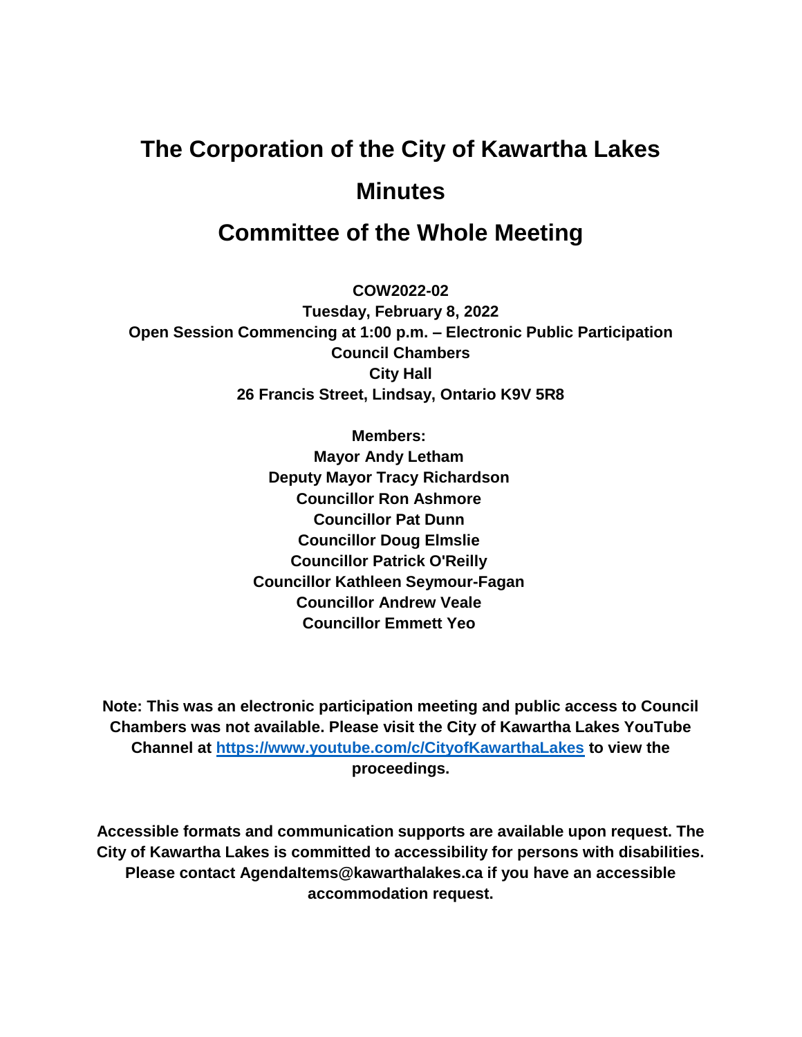# The Corporation of the City of Kawartha Lakes

# Minutes

# Committee of the Whole Meeting

**COW2022-02**
**Tuesday, February 8, 2022**
**Open Session Commencing at 1:00 p.m. – Electronic Public Participation**
**Council Chambers**
**City Hall**
**26 Francis Street, Lindsay, Ontario K9V 5R8**

**Members:**
**Mayor Andy Letham**
**Deputy Mayor Tracy Richardson**
**Councillor Ron Ashmore**
**Councillor Pat Dunn**
**Councillor Doug Elmslie**
**Councillor Patrick O'Reilly**
**Councillor Kathleen Seymour-Fagan**
**Councillor Andrew Veale**
**Councillor Emmett Yeo**

**Note: This was an electronic participation meeting and public access to Council Chambers was not available. Please visit the City of Kawartha Lakes YouTube Channel at [https://www.youtube.com/c/CityofKawarthaLakes](https://www.youtube.com/c/CityofKawarthaLakes) to view the proceedings.**

**Accessible formats and communication supports are available upon request. The City of Kawartha Lakes is committed to accessibility for persons with disabilities. Please contact AgendaItems@kawarthalakes.ca if you have an accessible accommodation request.**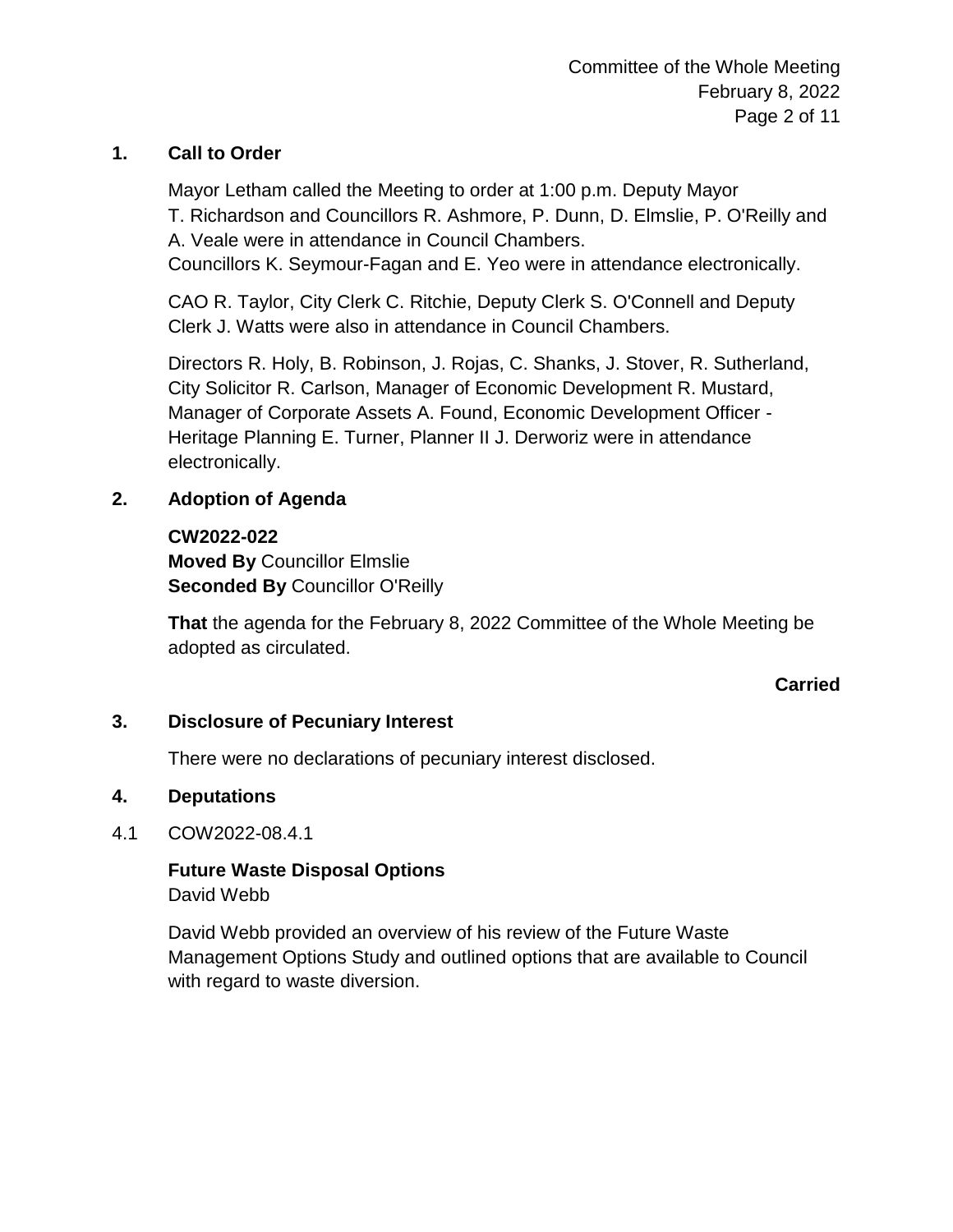## 1. Call to Order

Mayor Letham called the Meeting to order at 1:00 p.m. Deputy Mayor T. Richardson and Councillors R. Ashmore, P. Dunn, D. Elmslie, P. O'Reilly and A. Veale were in attendance in Council Chambers.
Councillors K. Seymour-Fagan and E. Yeo were in attendance electronically.

CAO R. Taylor, City Clerk C. Ritchie, Deputy Clerk S. O'Connell and Deputy Clerk J. Watts were also in attendance in Council Chambers.

Directors R. Holy, B. Robinson, J. Rojas, C. Shanks, J. Stover, R. Sutherland, City Solicitor R. Carlson, Manager of Economic Development R. Mustard, Manager of Corporate Assets A. Found, Economic Development Officer - Heritage Planning E. Turner, Planner II J. Derworiz were in attendance electronically.

## 2. Adoption of Agenda

**CW2022-022**
**Moved By** Councillor Elmslie
**Seconded By** Councillor O'Reilly

**That** the agenda for the February 8, 2022 Committee of the Whole Meeting be adopted as circulated.

**Carried**

## 3. Disclosure of Pecuniary Interest

There were no declarations of pecuniary interest disclosed.

## 4. Deputations

4.1 COW2022-08.4.1

**Future Waste Disposal Options**
David Webb

David Webb provided an overview of his review of the Future Waste Management Options Study and outlined options that are available to Council with regard to waste diversion.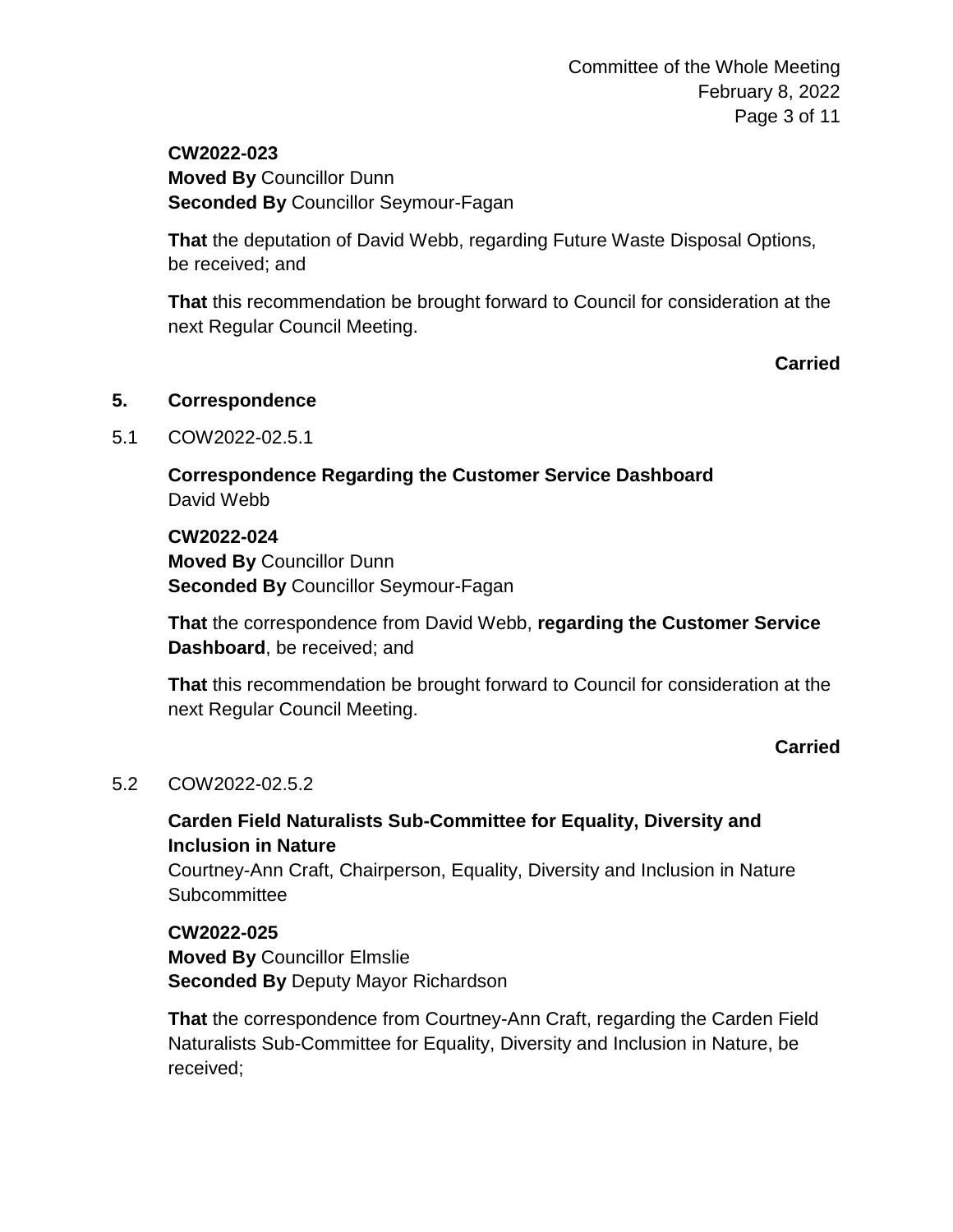**CW2022-023**
**Moved By** Councillor Dunn
**Seconded By** Councillor Seymour-Fagan

**That** the deputation of David Webb, regarding Future Waste Disposal Options, be received; and

**That** this recommendation be brought forward to Council for consideration at the next Regular Council Meeting.

**Carried**

## 5. Correspondence

5.1 COW2022-02.5.1

**Correspondence Regarding the Customer Service Dashboard**
David Webb

**CW2022-024**
**Moved By** Councillor Dunn
**Seconded By** Councillor Seymour-Fagan

**That** the correspondence from David Webb, **regarding the Customer Service Dashboard**, be received; and

**That** this recommendation be brought forward to Council for consideration at the next Regular Council Meeting.

**Carried**

5.2 COW2022-02.5.2

**Carden Field Naturalists Sub-Committee for Equality, Diversity and Inclusion in Nature**
Courtney-Ann Craft, Chairperson, Equality, Diversity and Inclusion in Nature Subcommittee

**CW2022-025**
**Moved By** Councillor Elmslie
**Seconded By** Deputy Mayor Richardson

**That** the correspondence from Courtney-Ann Craft, regarding the Carden Field Naturalists Sub-Committee for Equality, Diversity and Inclusion in Nature, be received;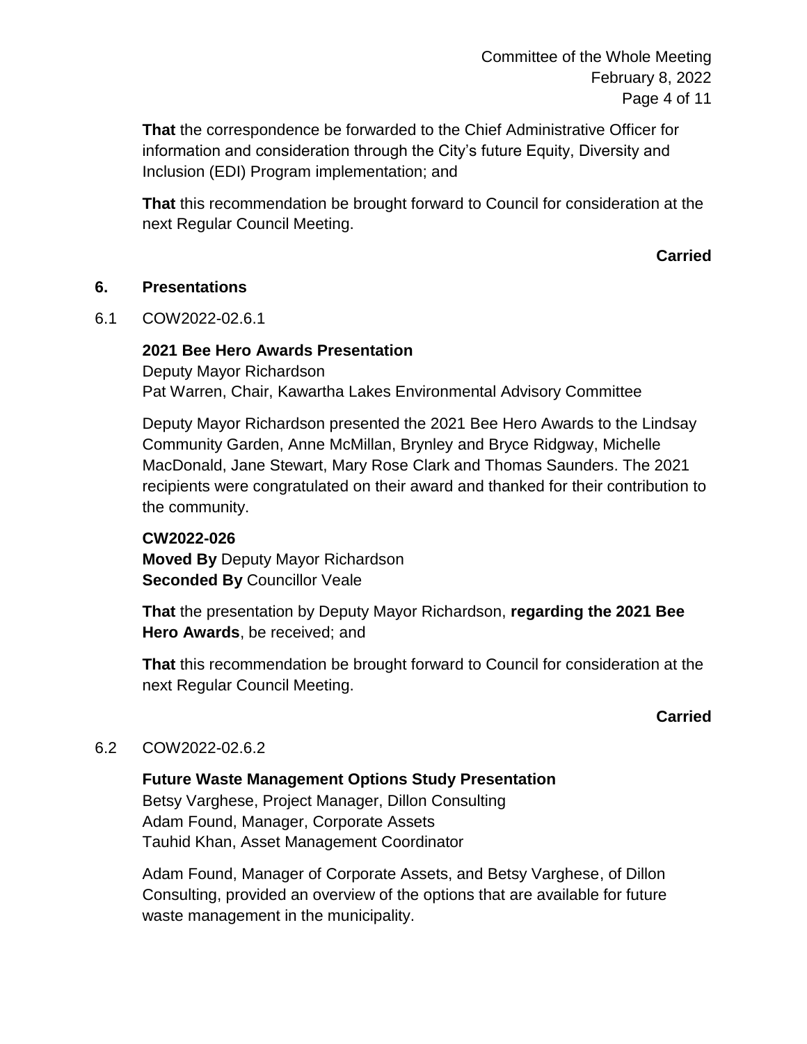**That** the correspondence be forwarded to the Chief Administrative Officer for information and consideration through the City's future Equity, Diversity and Inclusion (EDI) Program implementation; and

**That** this recommendation be brought forward to Council for consideration at the next Regular Council Meeting.

**Carried**

## 6. Presentations

6.1 COW2022-02.6.1

**2021 Bee Hero Awards Presentation**
Deputy Mayor Richardson
Pat Warren, Chair, Kawartha Lakes Environmental Advisory Committee

Deputy Mayor Richardson presented the 2021 Bee Hero Awards to the Lindsay Community Garden, Anne McMillan, Brynley and Bryce Ridgway, Michelle MacDonald, Jane Stewart, Mary Rose Clark and Thomas Saunders. The 2021 recipients were congratulated on their award and thanked for their contribution to the community.

**CW2022-026**
**Moved By** Deputy Mayor Richardson
**Seconded By** Councillor Veale

**That** the presentation by Deputy Mayor Richardson, **regarding the 2021 Bee Hero Awards**, be received; and

**That** this recommendation be brought forward to Council for consideration at the next Regular Council Meeting.

**Carried**

6.2 COW2022-02.6.2

**Future Waste Management Options Study Presentation**
Betsy Varghese, Project Manager, Dillon Consulting
Adam Found, Manager, Corporate Assets
Tauhid Khan, Asset Management Coordinator

Adam Found, Manager of Corporate Assets, and Betsy Varghese, of Dillon Consulting, provided an overview of the options that are available for future waste management in the municipality.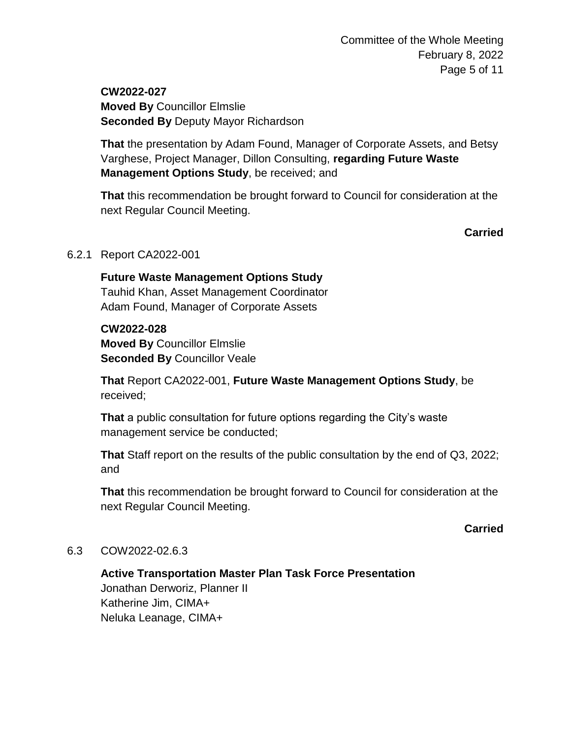**CW2022-027**
**Moved By** Councillor Elmslie
**Seconded By** Deputy Mayor Richardson

**That** the presentation by Adam Found, Manager of Corporate Assets, and Betsy Varghese, Project Manager, Dillon Consulting, **regarding Future Waste Management Options Study**, be received; and

**That** this recommendation be brought forward to Council for consideration at the next Regular Council Meeting.

**Carried**

6.2.1 Report CA2022-001

**Future Waste Management Options Study**
Tauhid Khan, Asset Management Coordinator
Adam Found, Manager of Corporate Assets

**CW2022-028**
**Moved By** Councillor Elmslie
**Seconded By** Councillor Veale

**That** Report CA2022-001, **Future Waste Management Options Study**, be received;

**That** a public consultation for future options regarding the City's waste management service be conducted;

**That** Staff report on the results of the public consultation by the end of Q3, 2022; and

**That** this recommendation be brought forward to Council for consideration at the next Regular Council Meeting.

**Carried**

6.3 COW2022-02.6.3

**Active Transportation Master Plan Task Force Presentation**
Jonathan Derworiz, Planner II
Katherine Jim, CIMA+
Neluka Leanage, CIMA+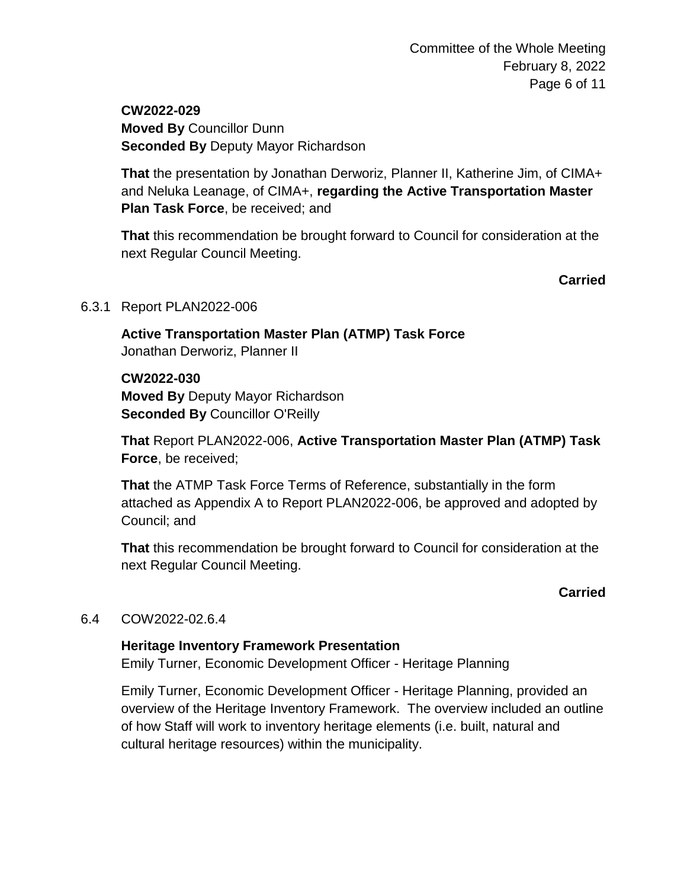**CW2022-029**
**Moved By** Councillor Dunn
**Seconded By** Deputy Mayor Richardson

**That** the presentation by Jonathan Derworiz, Planner II, Katherine Jim, of CIMA+ and Neluka Leanage, of CIMA+, **regarding the Active Transportation Master Plan Task Force**, be received; and

**That** this recommendation be brought forward to Council for consideration at the next Regular Council Meeting.

**Carried**

6.3.1 Report PLAN2022-006

**Active Transportation Master Plan (ATMP) Task Force**
Jonathan Derworiz, Planner II

**CW2022-030**
**Moved By** Deputy Mayor Richardson
**Seconded By** Councillor O'Reilly

**That** Report PLAN2022-006, **Active Transportation Master Plan (ATMP) Task Force**, be received;

**That** the ATMP Task Force Terms of Reference, substantially in the form attached as Appendix A to Report PLAN2022-006, be approved and adopted by Council; and

**That** this recommendation be brought forward to Council for consideration at the next Regular Council Meeting.

**Carried**

6.4 COW2022-02.6.4

**Heritage Inventory Framework Presentation**
Emily Turner, Economic Development Officer - Heritage Planning

Emily Turner, Economic Development Officer - Heritage Planning, provided an overview of the Heritage Inventory Framework. The overview included an outline of how Staff will work to inventory heritage elements (i.e. built, natural and cultural heritage resources) within the municipality.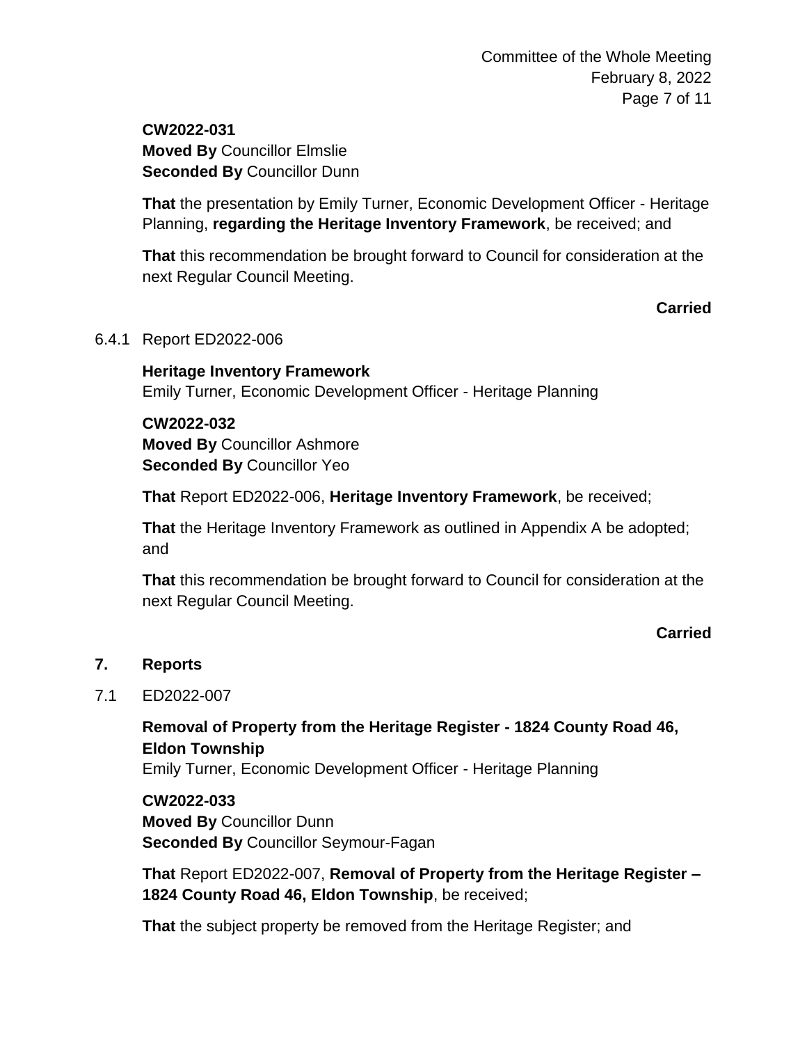**CW2022-031**
**Moved By** Councillor Elmslie
**Seconded By** Councillor Dunn

**That** the presentation by Emily Turner, Economic Development Officer - Heritage Planning, **regarding the Heritage Inventory Framework**, be received; and

**That** this recommendation be brought forward to Council for consideration at the next Regular Council Meeting.

**Carried**

6.4.1 Report ED2022-006

**Heritage Inventory Framework**
Emily Turner, Economic Development Officer - Heritage Planning

**CW2022-032**
**Moved By** Councillor Ashmore
**Seconded By** Councillor Yeo

**That** Report ED2022-006, **Heritage Inventory Framework**, be received;

**That** the Heritage Inventory Framework as outlined in Appendix A be adopted; and

**That** this recommendation be brought forward to Council for consideration at the next Regular Council Meeting.

**Carried**

## 7. Reports

7.1 ED2022-007

**Removal of Property from the Heritage Register - 1824 County Road 46, Eldon Township**
Emily Turner, Economic Development Officer - Heritage Planning

**CW2022-033**
**Moved By** Councillor Dunn
**Seconded By** Councillor Seymour-Fagan

**That** Report ED2022-007, **Removal of Property from the Heritage Register – 1824 County Road 46, Eldon Township**, be received;

**That** the subject property be removed from the Heritage Register; and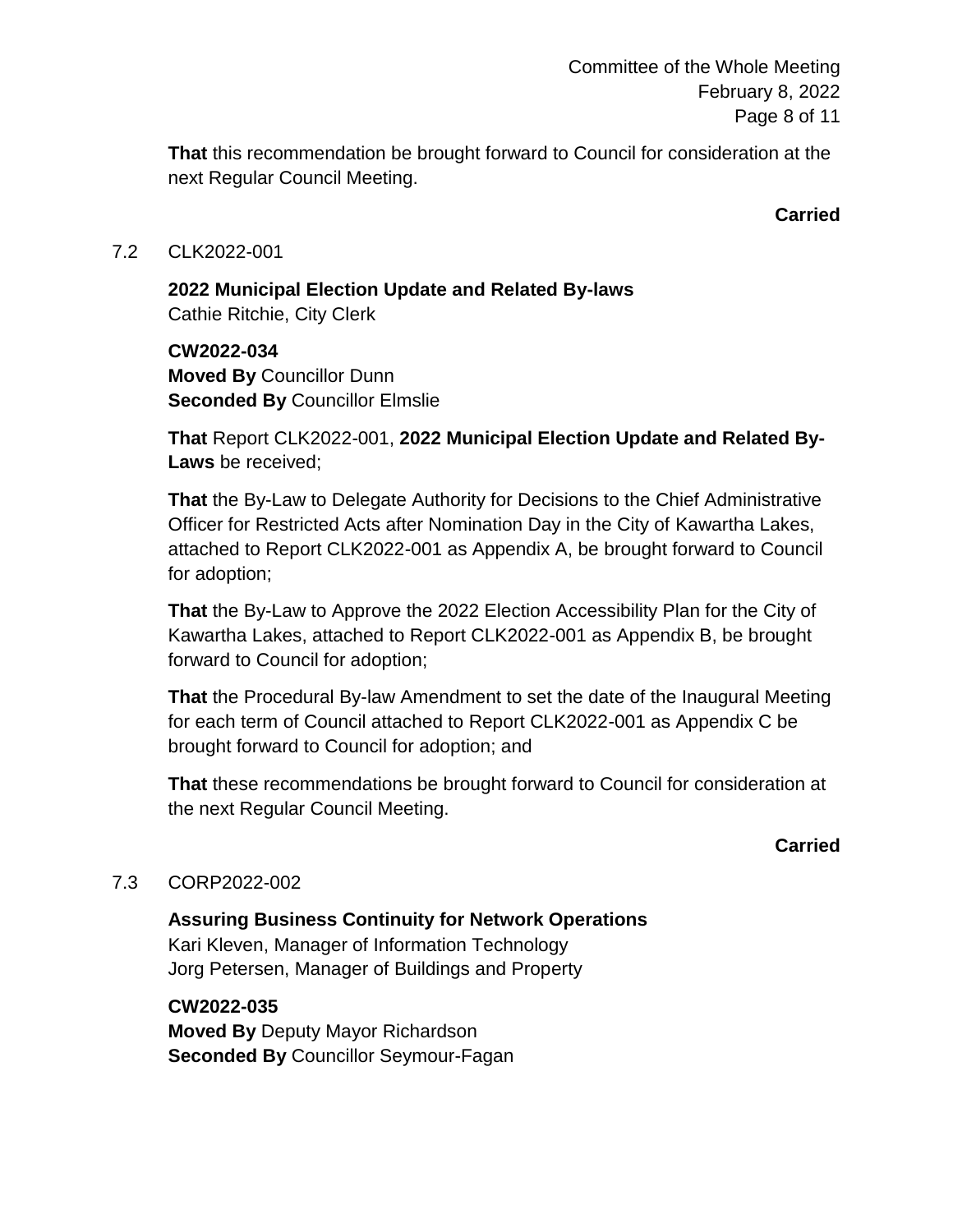**That** this recommendation be brought forward to Council for consideration at the next Regular Council Meeting.

**Carried**

7.2 CLK2022-001

**2022 Municipal Election Update and Related By-laws**
Cathie Ritchie, City Clerk

**CW2022-034**
**Moved By** Councillor Dunn
**Seconded By** Councillor Elmslie

**That** Report CLK2022-001, **2022 Municipal Election Update and Related By-Laws** be received;

**That** the By-Law to Delegate Authority for Decisions to the Chief Administrative Officer for Restricted Acts after Nomination Day in the City of Kawartha Lakes, attached to Report CLK2022-001 as Appendix A, be brought forward to Council for adoption;

**That** the By-Law to Approve the 2022 Election Accessibility Plan for the City of Kawartha Lakes, attached to Report CLK2022-001 as Appendix B, be brought forward to Council for adoption;

**That** the Procedural By-law Amendment to set the date of the Inaugural Meeting for each term of Council attached to Report CLK2022-001 as Appendix C be brought forward to Council for adoption; and

**That** these recommendations be brought forward to Council for consideration at the next Regular Council Meeting.

**Carried**

7.3 CORP2022-002

**Assuring Business Continuity for Network Operations**
Kari Kleven, Manager of Information Technology
Jorg Petersen, Manager of Buildings and Property

**CW2022-035**
**Moved By** Deputy Mayor Richardson
**Seconded By** Councillor Seymour-Fagan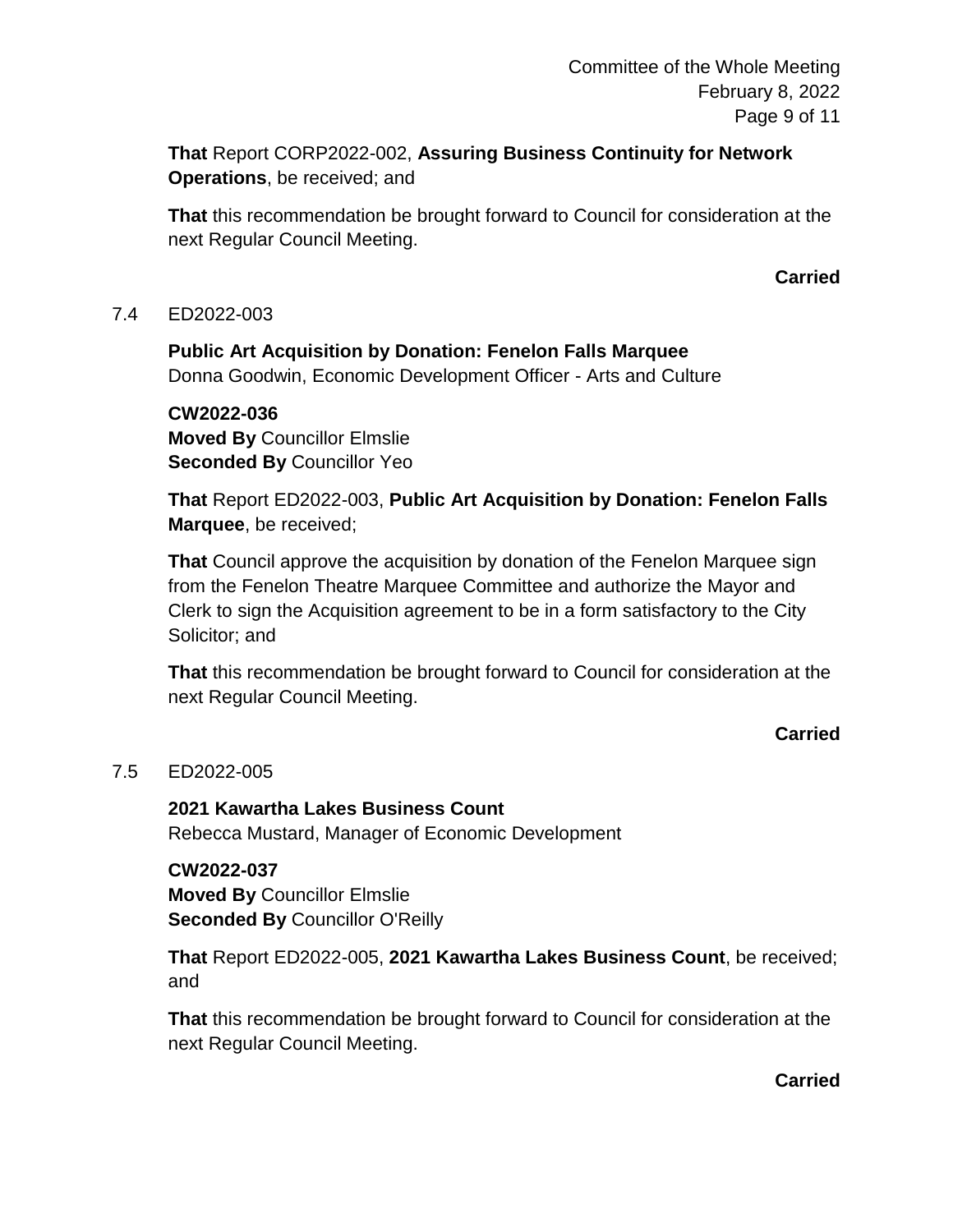**That** Report CORP2022-002, **Assuring Business Continuity for Network Operations**, be received; and

**That** this recommendation be brought forward to Council for consideration at the next Regular Council Meeting.

**Carried**

7.4 ED2022-003

**Public Art Acquisition by Donation: Fenelon Falls Marquee**
Donna Goodwin, Economic Development Officer - Arts and Culture

**CW2022-036**
**Moved By** Councillor Elmslie
**Seconded By** Councillor Yeo

**That** Report ED2022-003, **Public Art Acquisition by Donation: Fenelon Falls Marquee**, be received;

**That** Council approve the acquisition by donation of the Fenelon Marquee sign from the Fenelon Theatre Marquee Committee and authorize the Mayor and Clerk to sign the Acquisition agreement to be in a form satisfactory to the City Solicitor; and

**That** this recommendation be brought forward to Council for consideration at the next Regular Council Meeting.

**Carried**

7.5 ED2022-005

**2021 Kawartha Lakes Business Count**
Rebecca Mustard, Manager of Economic Development

**CW2022-037**
**Moved By** Councillor Elmslie
**Seconded By** Councillor O'Reilly

**That** Report ED2022-005, **2021 Kawartha Lakes Business Count**, be received; and

**That** this recommendation be brought forward to Council for consideration at the next Regular Council Meeting.

**Carried**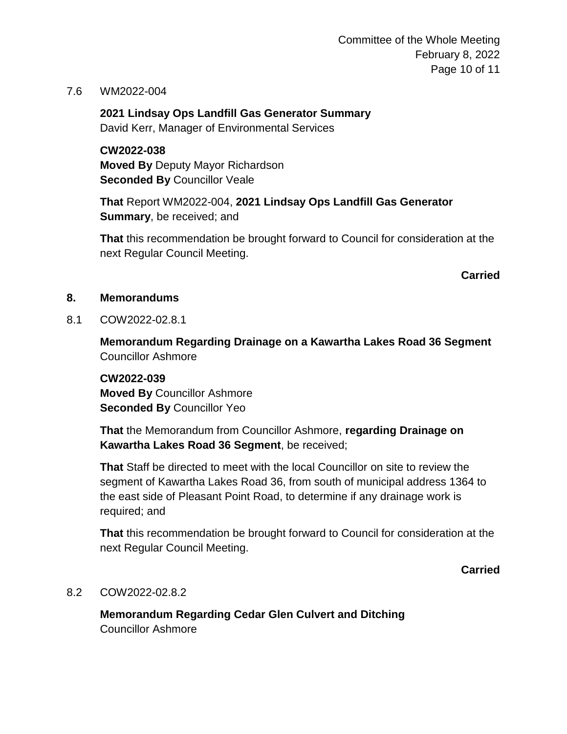7.6 WM2022-004

**2021 Lindsay Ops Landfill Gas Generator Summary**
David Kerr, Manager of Environmental Services

**CW2022-038**
**Moved By** Deputy Mayor Richardson
**Seconded By** Councillor Veale

**That** Report WM2022-004, **2021 Lindsay Ops Landfill Gas Generator Summary**, be received; and

**That** this recommendation be brought forward to Council for consideration at the next Regular Council Meeting.

**Carried**

## 8. Memorandums

8.1 COW2022-02.8.1

**Memorandum Regarding Drainage on a Kawartha Lakes Road 36 Segment**
Councillor Ashmore

**CW2022-039**
**Moved By** Councillor Ashmore
**Seconded By** Councillor Yeo

**That** the Memorandum from Councillor Ashmore, **regarding Drainage on Kawartha Lakes Road 36 Segment**, be received;

**That** Staff be directed to meet with the local Councillor on site to review the segment of Kawartha Lakes Road 36, from south of municipal address 1364 to the east side of Pleasant Point Road, to determine if any drainage work is required; and

**That** this recommendation be brought forward to Council for consideration at the next Regular Council Meeting.

**Carried**

8.2 COW2022-02.8.2

**Memorandum Regarding Cedar Glen Culvert and Ditching**
Councillor Ashmore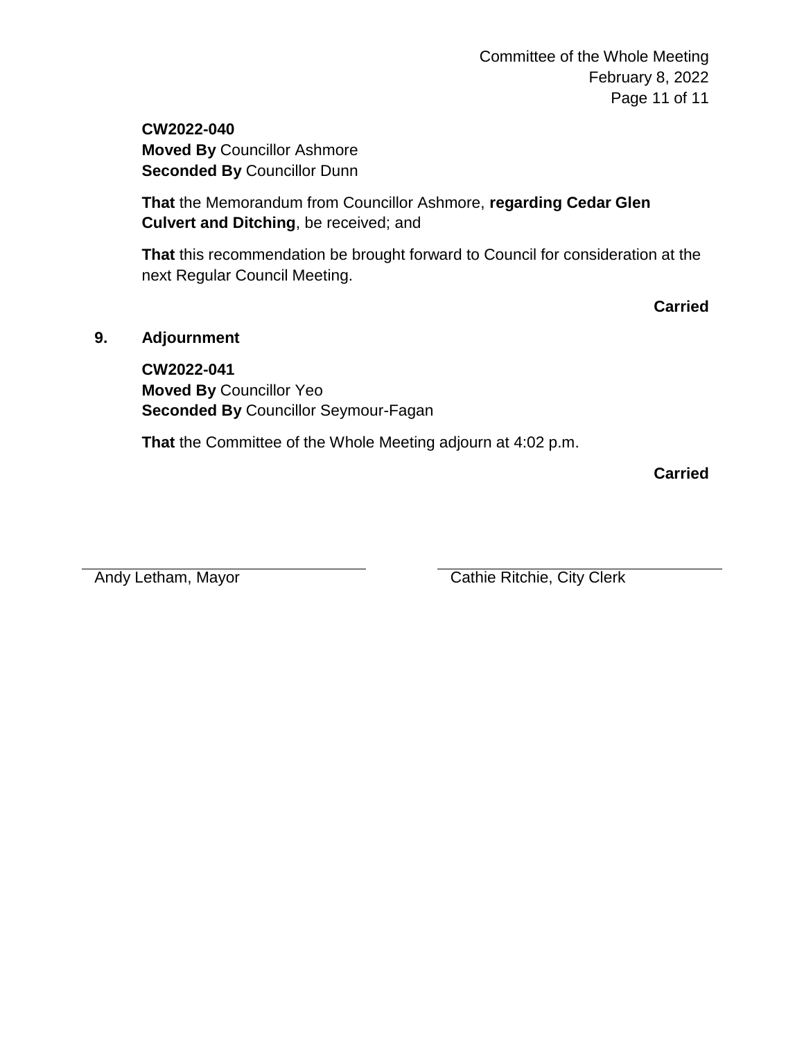**CW2022-040**
**Moved By** Councillor Ashmore
**Seconded By** Councillor Dunn

**That** the Memorandum from Councillor Ashmore, **regarding Cedar Glen Culvert and Ditching**, be received; and

**That** this recommendation be brought forward to Council for consideration at the next Regular Council Meeting.

**Carried**

## 9. Adjournment

**CW2022-041**
**Moved By** Councillor Yeo
**Seconded By** Councillor Seymour-Fagan

**That** the Committee of the Whole Meeting adjourn at 4:02 p.m.

**Carried**

Andy Letham, Mayor

Cathie Ritchie, City Clerk